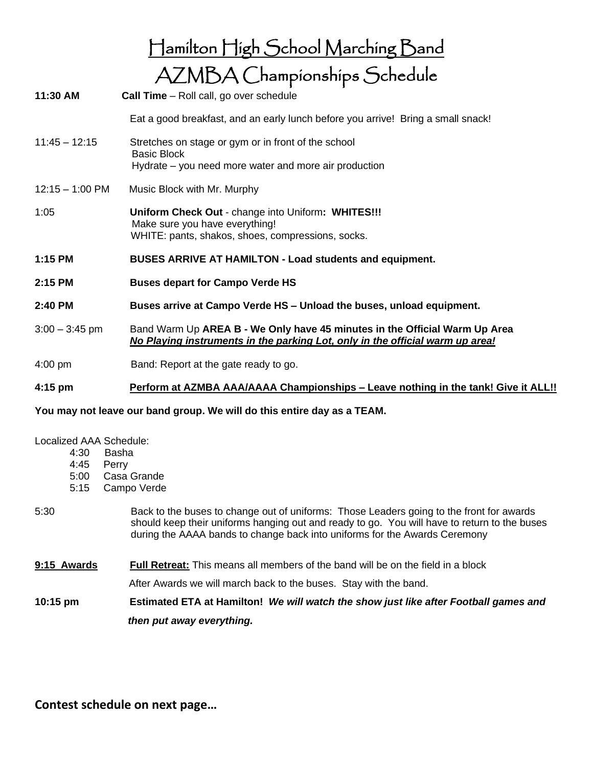# Hamilton High School Marching Band

## AZMBA Championships Schedule

**11:30 AM** **Call Time** – Roll call, go over schedule

Eat a good breakfast, and an early lunch before you arrive! Bring a small snack!

11:45 – 12:15 Stretches on stage or gym or in front of the school
Basic Block
Hydrate – you need more water and more air production

12:15 – 1:00 PM Music Block with Mr. Murphy

1:05 **Uniform Check Out** - change into Uniform**: WHITES!!!**
Make sure you have everything!
WHITE: pants, shakos, shoes, compressions, socks.

**1:15 PM** **BUSES ARRIVE AT HAMILTON - Load students and equipment.**

**2:15 PM** **Buses depart for Campo Verde HS**

**2:40 PM** **Buses arrive at Campo Verde HS – Unload the buses, unload equipment.**

3:00 – 3:45 pm Band Warm Up **AREA B - We Only have 45 minutes in the Official Warm Up Area**
***No Playing instruments in the parking Lot, only in the official warm up area!***

4:00 pm Band: Report at the gate ready to go.

**4:15 pm** **Perform at AZMBA AAA/AAAA Championships – Leave nothing in the tank! Give it ALL!!**

**You may not leave our band group. We will do this entire day as a TEAM.**

Localized AAA Schedule:

- 4:30 Basha
- 4:45 Perry
- 5:00 Casa Grande
- 5:15 Campo Verde

5:30 Back to the buses to change out of uniforms: Those Leaders going to the front for awards should keep their uniforms hanging out and ready to go. You will have to return to the buses during the AAAA bands to change back into uniforms for the Awards Ceremony

**9:15 Awards** **Full Retreat:** This means all members of the band will be on the field in a block

After Awards we will march back to the buses. Stay with the band.

**10:15 pm** **Estimated ETA at Hamilton!** ***We will watch the show just like after Football games and then put away everything.***

**Contest schedule on next page…**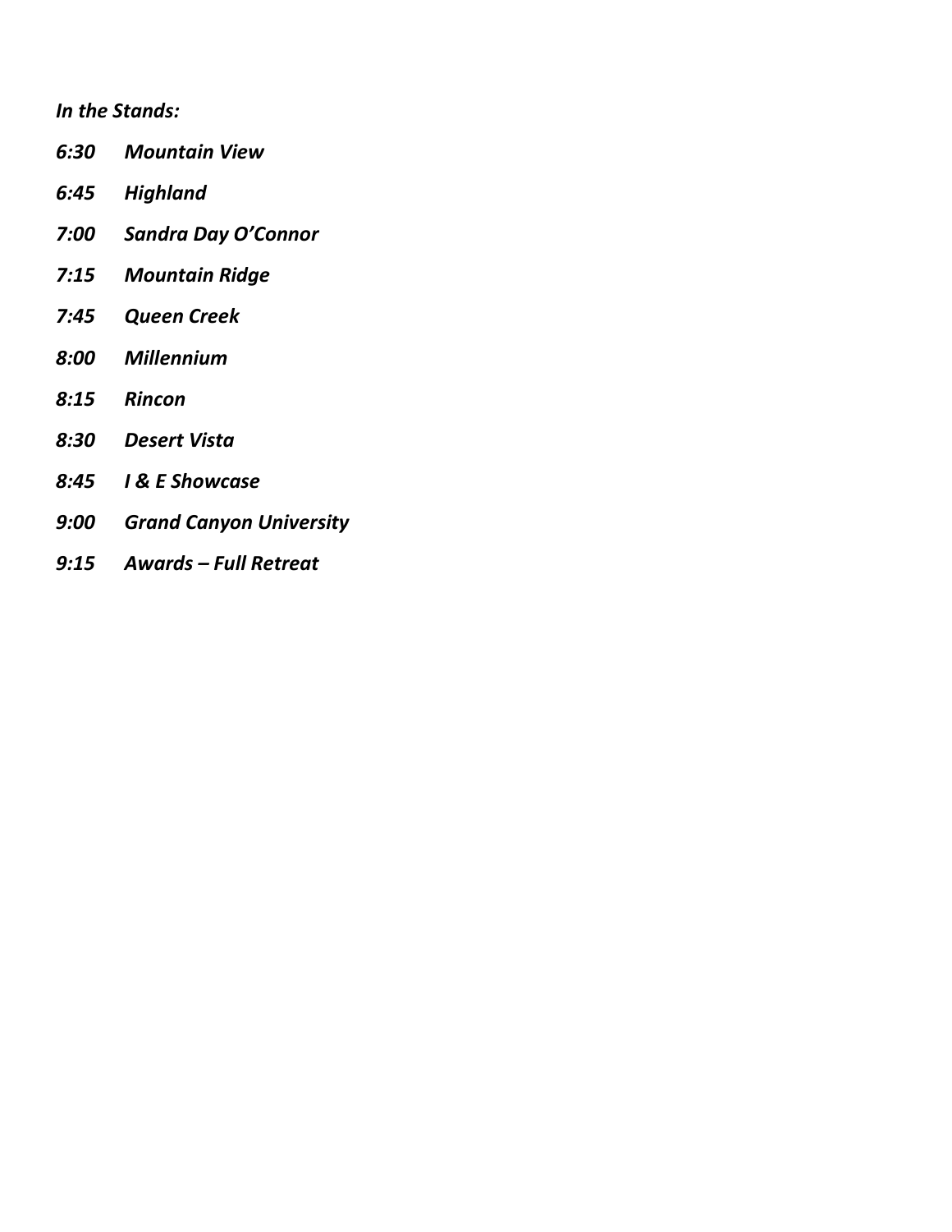***In the Stands:***

***6:30 Mountain View***

***6:45 Highland***

***7:00 Sandra Day O'Connor***

***7:15 Mountain Ridge***

***7:45 Queen Creek***

***8:00 Millennium***

***8:15 Rincon***

***8:30 Desert Vista***

***8:45 I & E Showcase***

***9:00 Grand Canyon University***

***9:15 Awards – Full Retreat***